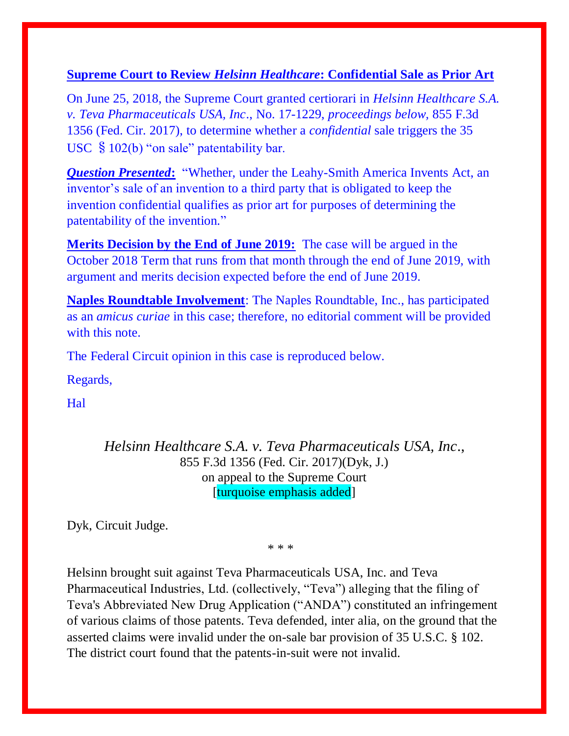**Supreme Court to Review *Helsinn Healthcare*: Confidential Sale as Prior Art**

On June 25, 2018, the Supreme Court granted certiorari in *Helsinn Healthcare S.A. v. Teva Pharmaceuticals USA, Inc*., No. 17-1229, *proceedings below,* 855 F.3d 1356 (Fed. Cir. 2017), to determine whether a *confidential* sale triggers the 35 USC § 102(b) "on sale" patentability bar.

***Question Presented*:** "Whether, under the Leahy-Smith America Invents Act, an inventor's sale of an invention to a third party that is obligated to keep the invention confidential qualifies as prior art for purposes of determining the patentability of the invention."

**Merits Decision by the End of June 2019:** The case will be argued in the October 2018 Term that runs from that month through the end of June 2019, with argument and merits decision expected before the end of June 2019.

**Naples Roundtable Involvement**: The Naples Roundtable, Inc., has participated as an *amicus curiae* in this case; therefore, no editorial comment will be provided with this note.

The Federal Circuit opinion in this case is reproduced below.

Regards,

Hal

*Helsinn Healthcare S.A. v. Teva Pharmaceuticals USA, Inc*.,
855 F.3d 1356 (Fed. Cir. 2017)(Dyk, J.)
on appeal to the Supreme Court
[turquoise emphasis added]

Dyk, Circuit Judge.

\* \* \*

Helsinn brought suit against Teva Pharmaceuticals USA, Inc. and Teva Pharmaceutical Industries, Ltd. (collectively, "Teva") alleging that the filing of Teva's Abbreviated New Drug Application ("ANDA") constituted an infringement of various claims of those patents. Teva defended, inter alia, on the ground that the asserted claims were invalid under the on-sale bar provision of 35 U.S.C. § 102. The district court found that the patents-in-suit were not invalid.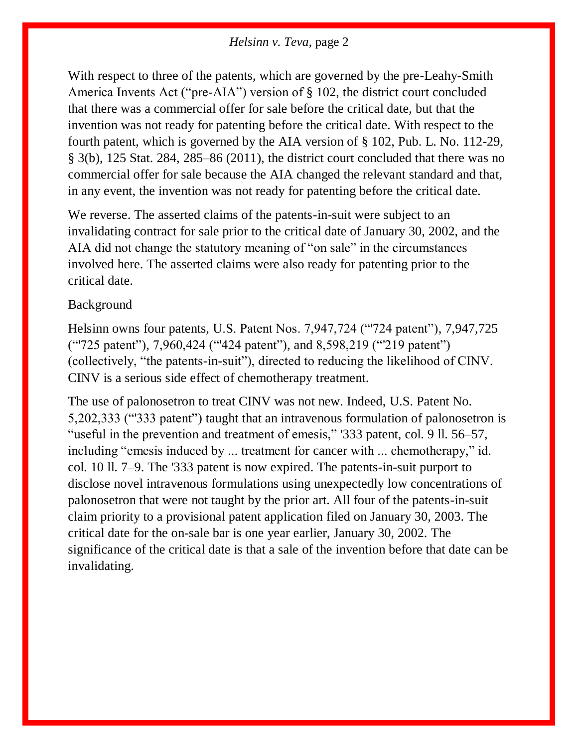With respect to three of the patents, which are governed by the pre-Leahy-Smith America Invents Act ("pre-AIA") version of § 102, the district court concluded that there was a commercial offer for sale before the critical date, but that the invention was not ready for patenting before the critical date. With respect to the fourth patent, which is governed by the AIA version of § 102, Pub. L. No. 112-29, § 3(b), 125 Stat. 284, 285–86 (2011), the district court concluded that there was no commercial offer for sale because the AIA changed the relevant standard and that, in any event, the invention was not ready for patenting before the critical date.

We reverse. The asserted claims of the patents-in-suit were subject to an invalidating contract for sale prior to the critical date of January 30, 2002, and the AIA did not change the statutory meaning of "on sale" in the circumstances involved here. The asserted claims were also ready for patenting prior to the critical date.

Background

Helsinn owns four patents, U.S. Patent Nos. 7,947,724 ("'724 patent"), 7,947,725 ("'725 patent"), 7,960,424 ("'424 patent"), and 8,598,219 ("'219 patent") (collectively, "the patents-in-suit"), directed to reducing the likelihood of CINV. CINV is a serious side effect of chemotherapy treatment.

The use of palonosetron to treat CINV was not new. Indeed, U.S. Patent No. 5,202,333 ("'333 patent") taught that an intravenous formulation of palonosetron is "useful in the prevention and treatment of emesis," '333 patent, col. 9 ll. 56–57, including "emesis induced by ... treatment for cancer with ... chemotherapy," id. col. 10 ll. 7–9. The '333 patent is now expired. The patents-in-suit purport to disclose novel intravenous formulations using unexpectedly low concentrations of palonosetron that were not taught by the prior art. All four of the patents-in-suit claim priority to a provisional patent application filed on January 30, 2003. The critical date for the on-sale bar is one year earlier, January 30, 2002. The significance of the critical date is that a sale of the invention before that date can be invalidating.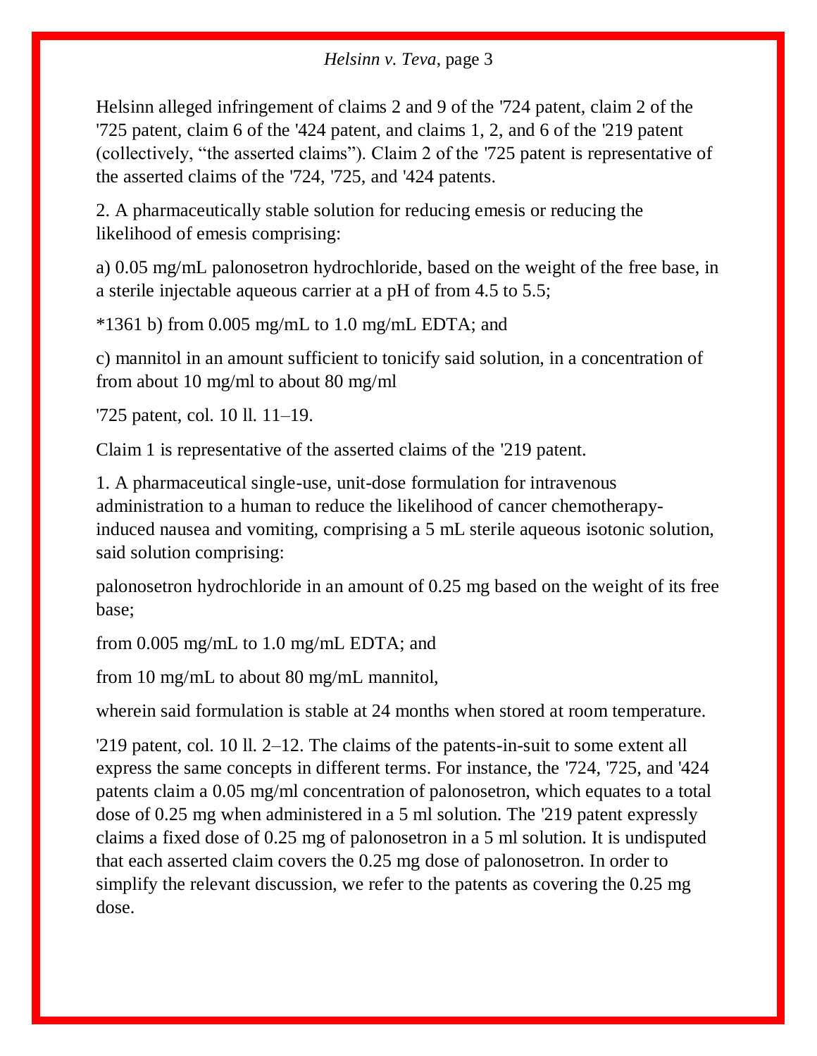Helsinn alleged infringement of claims 2 and 9 of the '724 patent, claim 2 of the '725 patent, claim 6 of the '424 patent, and claims 1, 2, and 6 of the '219 patent (collectively, "the asserted claims"). Claim 2 of the '725 patent is representative of the asserted claims of the '724, '725, and '424 patents.

2. A pharmaceutically stable solution for reducing emesis or reducing the likelihood of emesis comprising:

a) 0.05 mg/mL palonosetron hydrochloride, based on the weight of the free base, in a sterile injectable aqueous carrier at a pH of from 4.5 to 5.5;

*1361 b) from 0.005 mg/mL to 1.0 mg/mL EDTA; and

c) mannitol in an amount sufficient to tonicify said solution, in a concentration of from about 10 mg/ml to about 80 mg/ml

'725 patent, col. 10 ll. 11–19.

Claim 1 is representative of the asserted claims of the '219 patent.

1. A pharmaceutical single-use, unit-dose formulation for intravenous administration to a human to reduce the likelihood of cancer chemotherapy-induced nausea and vomiting, comprising a 5 mL sterile aqueous isotonic solution, said solution comprising:

palonosetron hydrochloride in an amount of 0.25 mg based on the weight of its free base;

from 0.005 mg/mL to 1.0 mg/mL EDTA; and

from 10 mg/mL to about 80 mg/mL mannitol,

wherein said formulation is stable at 24 months when stored at room temperature.

'219 patent, col. 10 ll. 2–12. The claims of the patents-in-suit to some extent all express the same concepts in different terms. For instance, the '724, '725, and '424 patents claim a 0.05 mg/ml concentration of palonosetron, which equates to a total dose of 0.25 mg when administered in a 5 ml solution. The '219 patent expressly claims a fixed dose of 0.25 mg of palonosetron in a 5 ml solution. It is undisputed that each asserted claim covers the 0.25 mg dose of palonosetron. In order to simplify the relevant discussion, we refer to the patents as covering the 0.25 mg dose.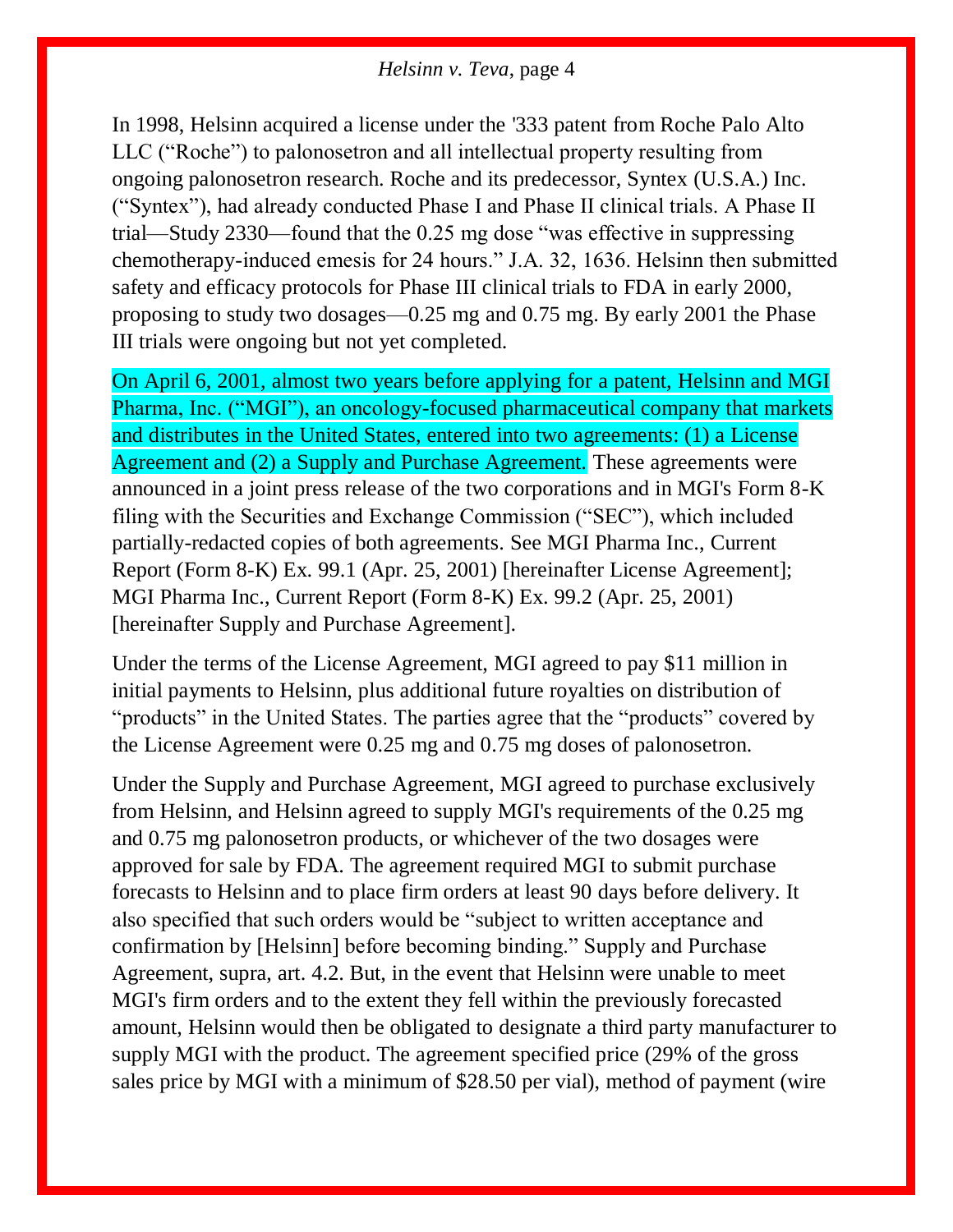In 1998, Helsinn acquired a license under the '333 patent from Roche Palo Alto LLC ("Roche") to palonosetron and all intellectual property resulting from ongoing palonosetron research. Roche and its predecessor, Syntex (U.S.A.) Inc. ("Syntex"), had already conducted Phase I and Phase II clinical trials. A Phase II trial—Study 2330—found that the 0.25 mg dose "was effective in suppressing chemotherapy-induced emesis for 24 hours." J.A. 32, 1636. Helsinn then submitted safety and efficacy protocols for Phase III clinical trials to FDA in early 2000, proposing to study two dosages—0.25 mg and 0.75 mg. By early 2001 the Phase III trials were ongoing but not yet completed.

On April 6, 2001, almost two years before applying for a patent, Helsinn and MGI Pharma, Inc. ("MGI"), an oncology-focused pharmaceutical company that markets and distributes in the United States, entered into two agreements: (1) a License Agreement and (2) a Supply and Purchase Agreement. These agreements were announced in a joint press release of the two corporations and in MGI's Form 8-K filing with the Securities and Exchange Commission ("SEC"), which included partially-redacted copies of both agreements. See MGI Pharma Inc., Current Report (Form 8-K) Ex. 99.1 (Apr. 25, 2001) [hereinafter License Agreement]; MGI Pharma Inc., Current Report (Form 8-K) Ex. 99.2 (Apr. 25, 2001) [hereinafter Supply and Purchase Agreement].

Under the terms of the License Agreement, MGI agreed to pay $11 million in initial payments to Helsinn, plus additional future royalties on distribution of "products" in the United States. The parties agree that the "products" covered by the License Agreement were 0.25 mg and 0.75 mg doses of palonosetron.

Under the Supply and Purchase Agreement, MGI agreed to purchase exclusively from Helsinn, and Helsinn agreed to supply MGI's requirements of the 0.25 mg and 0.75 mg palonosetron products, or whichever of the two dosages were approved for sale by FDA. The agreement required MGI to submit purchase forecasts to Helsinn and to place firm orders at least 90 days before delivery. It also specified that such orders would be "subject to written acceptance and confirmation by [Helsinn] before becoming binding." Supply and Purchase Agreement, supra, art. 4.2. But, in the event that Helsinn were unable to meet MGI's firm orders and to the extent they fell within the previously forecasted amount, Helsinn would then be obligated to designate a third party manufacturer to supply MGI with the product. The agreement specified price (29% of the gross sales price by MGI with a minimum of $28.50 per vial), method of payment (wire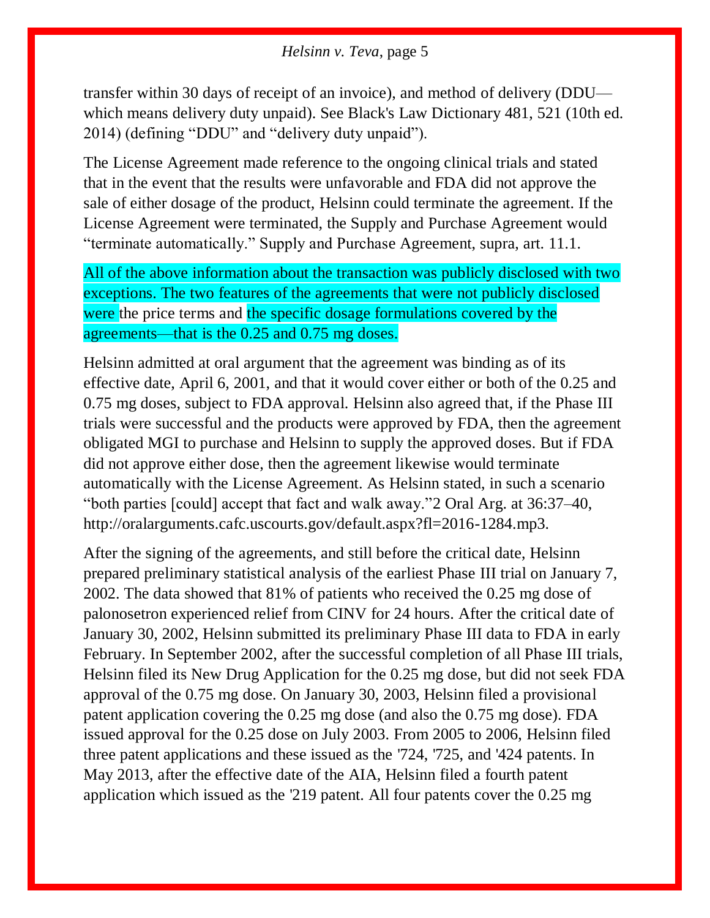transfer within 30 days of receipt of an invoice), and method of delivery (DDU—which means delivery duty unpaid). See Black's Law Dictionary 481, 521 (10th ed. 2014) (defining “DDU” and “delivery duty unpaid”).

The License Agreement made reference to the ongoing clinical trials and stated that in the event that the results were unfavorable and FDA did not approve the sale of either dosage of the product, Helsinn could terminate the agreement. If the License Agreement were terminated, the Supply and Purchase Agreement would “terminate automatically.” Supply and Purchase Agreement, supra, art. 11.1.

All of the above information about the transaction was publicly disclosed with two exceptions. The two features of the agreements that were not publicly disclosed were the price terms and the specific dosage formulations covered by the agreements—that is the 0.25 and 0.75 mg doses.

Helsinn admitted at oral argument that the agreement was binding as of its effective date, April 6, 2001, and that it would cover either or both of the 0.25 and 0.75 mg doses, subject to FDA approval. Helsinn also agreed that, if the Phase III trials were successful and the products were approved by FDA, then the agreement obligated MGI to purchase and Helsinn to supply the approved doses. But if FDA did not approve either dose, then the agreement likewise would terminate automatically with the License Agreement. As Helsinn stated, in such a scenario “both parties [could] accept that fact and walk away.”[2] Oral Arg. at 36:37–40, http://oralarguments.cafc.uscourts.gov/default.aspx?fl=2016-1284.mp3.

After the signing of the agreements, and still before the critical date, Helsinn prepared preliminary statistical analysis of the earliest Phase III trial on January 7, 2002. The data showed that 81% of patients who received the 0.25 mg dose of palonosetron experienced relief from CINV for 24 hours. After the critical date of January 30, 2002, Helsinn submitted its preliminary Phase III data to FDA in early February. In September 2002, after the successful completion of all Phase III trials, Helsinn filed its New Drug Application for the 0.25 mg dose, but did not seek FDA approval of the 0.75 mg dose. On January 30, 2003, Helsinn filed a provisional patent application covering the 0.25 mg dose (and also the 0.75 mg dose). FDA issued approval for the 0.25 dose on July 2003. From 2005 to 2006, Helsinn filed three patent applications and these issued as the '724, '725, and '424 patents. In May 2013, after the effective date of the AIA, Helsinn filed a fourth patent application which issued as the '219 patent. All four patents cover the 0.25 mg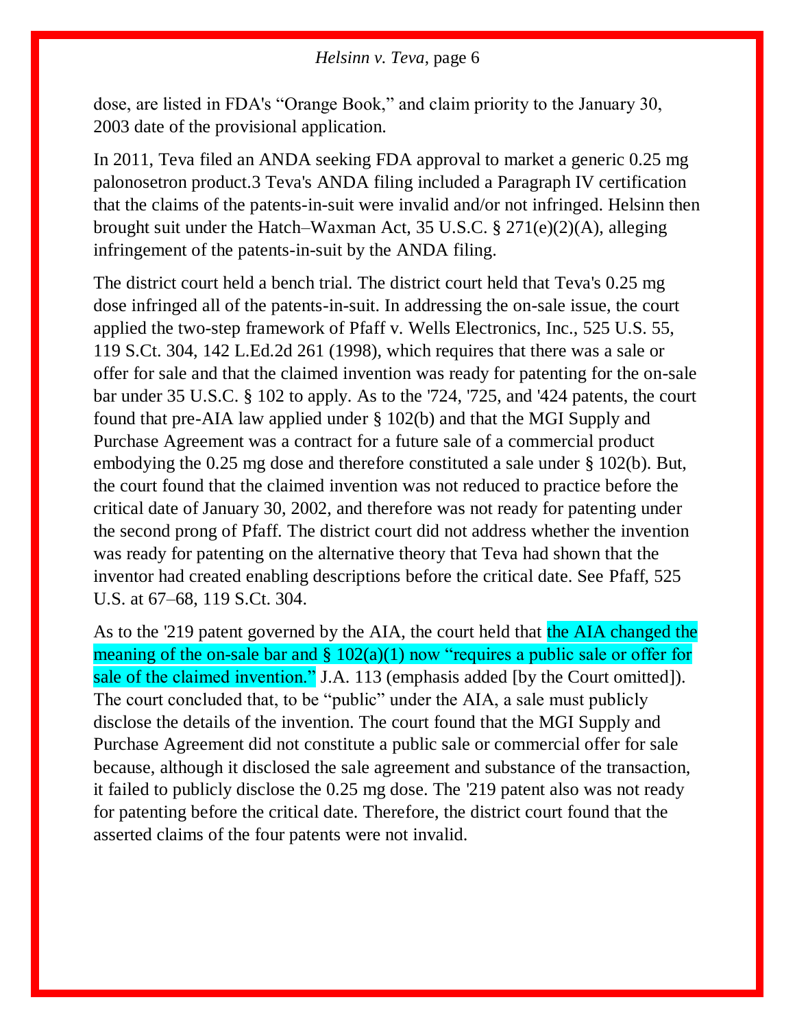dose, are listed in FDA's "Orange Book," and claim priority to the January 30, 2003 date of the provisional application.

In 2011, Teva filed an ANDA seeking FDA approval to market a generic 0.25 mg palonosetron product.3 Teva's ANDA filing included a Paragraph IV certification that the claims of the patents-in-suit were invalid and/or not infringed. Helsinn then brought suit under the Hatch–Waxman Act, 35 U.S.C. § 271(e)(2)(A), alleging infringement of the patents-in-suit by the ANDA filing.

The district court held a bench trial. The district court held that Teva's 0.25 mg dose infringed all of the patents-in-suit. In addressing the on-sale issue, the court applied the two-step framework of Pfaff v. Wells Electronics, Inc., 525 U.S. 55, 119 S.Ct. 304, 142 L.Ed.2d 261 (1998), which requires that there was a sale or offer for sale and that the claimed invention was ready for patenting for the on-sale bar under 35 U.S.C. § 102 to apply. As to the '724, '725, and '424 patents, the court found that pre-AIA law applied under § 102(b) and that the MGI Supply and Purchase Agreement was a contract for a future sale of a commercial product embodying the 0.25 mg dose and therefore constituted a sale under § 102(b). But, the court found that the claimed invention was not reduced to practice before the critical date of January 30, 2002, and therefore was not ready for patenting under the second prong of Pfaff. The district court did not address whether the invention was ready for patenting on the alternative theory that Teva had shown that the inventor had created enabling descriptions before the critical date. See Pfaff, 525 U.S. at 67–68, 119 S.Ct. 304.

As to the '219 patent governed by the AIA, the court held that the AIA changed the meaning of the on-sale bar and § 102(a)(1) now "requires a public sale or offer for sale of the claimed invention." J.A. 113 (emphasis added [by the Court omitted]). The court concluded that, to be "public" under the AIA, a sale must publicly disclose the details of the invention. The court found that the MGI Supply and Purchase Agreement did not constitute a public sale or commercial offer for sale because, although it disclosed the sale agreement and substance of the transaction, it failed to publicly disclose the 0.25 mg dose. The '219 patent also was not ready for patenting before the critical date. Therefore, the district court found that the asserted claims of the four patents were not invalid.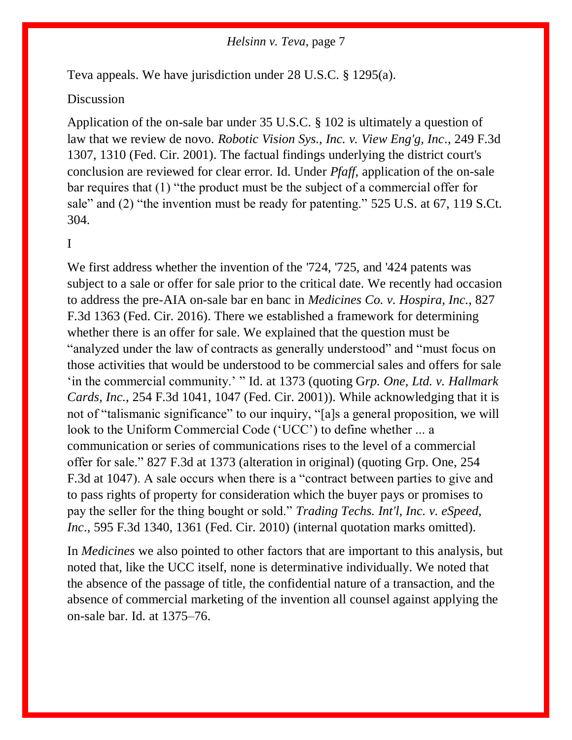Teva appeals. We have jurisdiction under 28 U.S.C. § 1295(a).

## Discussion

Application of the on-sale bar under 35 U.S.C. § 102 is ultimately a question of law that we review de novo. *Robotic Vision Sys., Inc. v. View Eng'g, Inc.*, 249 F.3d 1307, 1310 (Fed. Cir. 2001). The factual findings underlying the district court's conclusion are reviewed for clear error. Id. Under *Pfaff*, application of the on-sale bar requires that (1) "the product must be the subject of a commercial offer for sale" and (2) "the invention must be ready for patenting." 525 U.S. at 67, 119 S.Ct. 304.

### I

We first address whether the invention of the '724, '725, and '424 patents was subject to a sale or offer for sale prior to the critical date. We recently had occasion to address the pre-AIA on-sale bar en banc in *Medicines Co. v. Hospira, Inc.*, 827 F.3d 1363 (Fed. Cir. 2016). There we established a framework for determining whether there is an offer for sale. We explained that the question must be "analyzed under the law of contracts as generally understood" and "must focus on those activities that would be understood to be commercial sales and offers for sale 'in the commercial community.' " Id. at 1373 (quoting G*rp. One, Ltd. v. Hallmark Cards, Inc.*, 254 F.3d 1041, 1047 (Fed. Cir. 2001)). While acknowledging that it is not of "talismanic significance" to our inquiry, "[a]s a general proposition, we will look to the Uniform Commercial Code ('UCC') to define whether ... a communication or series of communications rises to the level of a commercial offer for sale." 827 F.3d at 1373 (alteration in original) (quoting Grp. One, 254 F.3d at 1047). A sale occurs when there is a "contract between parties to give and to pass rights of property for consideration which the buyer pays or promises to pay the seller for the thing bought or sold." *Trading Techs. Int'l, Inc. v. eSpeed, Inc.*, 595 F.3d 1340, 1361 (Fed. Cir. 2010) (internal quotation marks omitted).

In *Medicines* we also pointed to other factors that are important to this analysis, but noted that, like the UCC itself, none is determinative individually. We noted that the absence of the passage of title, the confidential nature of a transaction, and the absence of commercial marketing of the invention all counsel against applying the on-sale bar. Id. at 1375–76.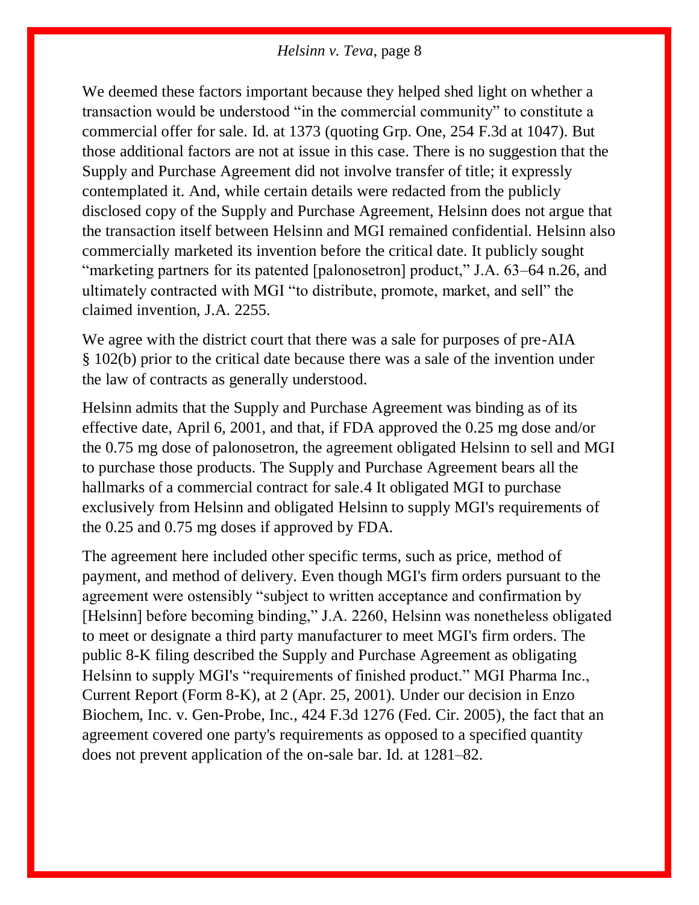We deemed these factors important because they helped shed light on whether a transaction would be understood "in the commercial community" to constitute a commercial offer for sale. Id. at 1373 (quoting Grp. One, 254 F.3d at 1047). But those additional factors are not at issue in this case. There is no suggestion that the Supply and Purchase Agreement did not involve transfer of title; it expressly contemplated it. And, while certain details were redacted from the publicly disclosed copy of the Supply and Purchase Agreement, Helsinn does not argue that the transaction itself between Helsinn and MGI remained confidential. Helsinn also commercially marketed its invention before the critical date. It publicly sought "marketing partners for its patented [palonosetron] product," J.A. 63–64 n.26, and ultimately contracted with MGI "to distribute, promote, market, and sell" the claimed invention, J.A. 2255.

We agree with the district court that there was a sale for purposes of pre-AIA § 102(b) prior to the critical date because there was a sale of the invention under the law of contracts as generally understood.

Helsinn admits that the Supply and Purchase Agreement was binding as of its effective date, April 6, 2001, and that, if FDA approved the 0.25 mg dose and/or the 0.75 mg dose of palonosetron, the agreement obligated Helsinn to sell and MGI to purchase those products. The Supply and Purchase Agreement bears all the hallmarks of a commercial contract for sale.[4] It obligated MGI to purchase exclusively from Helsinn and obligated Helsinn to supply MGI's requirements of the 0.25 and 0.75 mg doses if approved by FDA.

The agreement here included other specific terms, such as price, method of payment, and method of delivery. Even though MGI's firm orders pursuant to the agreement were ostensibly "subject to written acceptance and confirmation by [Helsinn] before becoming binding," J.A. 2260, Helsinn was nonetheless obligated to meet or designate a third party manufacturer to meet MGI's firm orders. The public 8-K filing described the Supply and Purchase Agreement as obligating Helsinn to supply MGI's "requirements of finished product." MGI Pharma Inc., Current Report (Form 8-K), at 2 (Apr. 25, 2001). Under our decision in Enzo Biochem, Inc. v. Gen-Probe, Inc., 424 F.3d 1276 (Fed. Cir. 2005), the fact that an agreement covered one party's requirements as opposed to a specified quantity does not prevent application of the on-sale bar. Id. at 1281–82.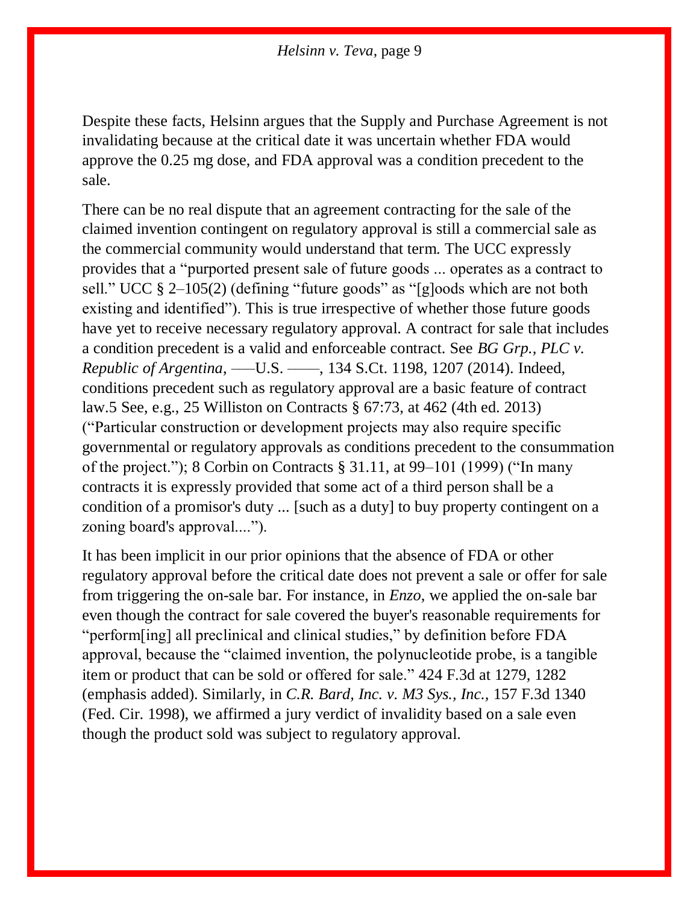Despite these facts, Helsinn argues that the Supply and Purchase Agreement is not invalidating because at the critical date it was uncertain whether FDA would approve the 0.25 mg dose, and FDA approval was a condition precedent to the sale.

There can be no real dispute that an agreement contracting for the sale of the claimed invention contingent on regulatory approval is still a commercial sale as the commercial community would understand that term. The UCC expressly provides that a "purported present sale of future goods ... operates as a contract to sell." UCC § 2–105(2) (defining "future goods" as "[g]oods which are not both existing and identified"). This is true irrespective of whether those future goods have yet to receive necessary regulatory approval. A contract for sale that includes a condition precedent is a valid and enforceable contract. See *BG Grp., PLC v. Republic of Argentina*, ––U.S. ––, 134 S.Ct. 1198, 1207 (2014). Indeed, conditions precedent such as regulatory approval are a basic feature of contract law.5 See, e.g., 25 Williston on Contracts § 67:73, at 462 (4th ed. 2013) ("Particular construction or development projects may also require specific governmental or regulatory approvals as conditions precedent to the consummation of the project."); 8 Corbin on Contracts § 31.11, at 99–101 (1999) ("In many contracts it is expressly provided that some act of a third person shall be a condition of a promisor's duty ... [such as a duty] to buy property contingent on a zoning board's approval....").

It has been implicit in our prior opinions that the absence of FDA or other regulatory approval before the critical date does not prevent a sale or offer for sale from triggering the on-sale bar. For instance, in *Enzo*, we applied the on-sale bar even though the contract for sale covered the buyer's reasonable requirements for "perform[ing] all preclinical and clinical studies," by definition before FDA approval, because the "claimed invention, the polynucleotide probe, is a tangible item or product that can be sold or offered for sale." 424 F.3d at 1279, 1282 (emphasis added). Similarly, in *C.R. Bard, Inc. v. M3 Sys., Inc.*, 157 F.3d 1340 (Fed. Cir. 1998), we affirmed a jury verdict of invalidity based on a sale even though the product sold was subject to regulatory approval.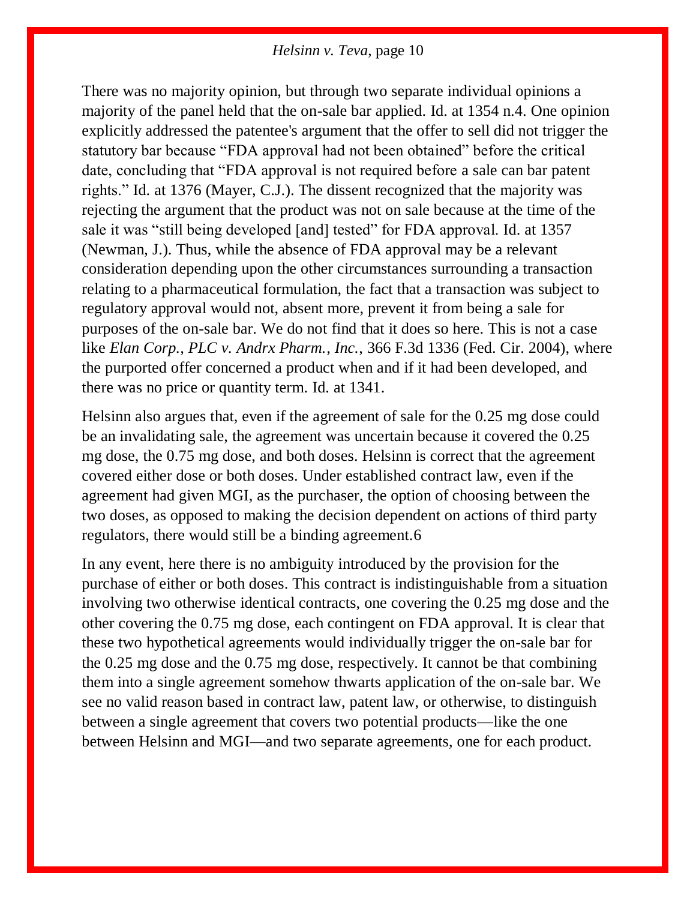There was no majority opinion, but through two separate individual opinions a majority of the panel held that the on-sale bar applied. Id. at 1354 n.4. One opinion explicitly addressed the patentee's argument that the offer to sell did not trigger the statutory bar because "FDA approval had not been obtained" before the critical date, concluding that "FDA approval is not required before a sale can bar patent rights." Id. at 1376 (Mayer, C.J.). The dissent recognized that the majority was rejecting the argument that the product was not on sale because at the time of the sale it was "still being developed [and] tested" for FDA approval. Id. at 1357 (Newman, J.). Thus, while the absence of FDA approval may be a relevant consideration depending upon the other circumstances surrounding a transaction relating to a pharmaceutical formulation, the fact that a transaction was subject to regulatory approval would not, absent more, prevent it from being a sale for purposes of the on-sale bar. We do not find that it does so here. This is not a case like *Elan Corp., PLC v. Andrx Pharm., Inc.*, 366 F.3d 1336 (Fed. Cir. 2004), where the purported offer concerned a product when and if it had been developed, and there was no price or quantity term. Id. at 1341.

Helsinn also argues that, even if the agreement of sale for the 0.25 mg dose could be an invalidating sale, the agreement was uncertain because it covered the 0.25 mg dose, the 0.75 mg dose, and both doses. Helsinn is correct that the agreement covered either dose or both doses. Under established contract law, even if the agreement had given MGI, as the purchaser, the option of choosing between the two doses, as opposed to making the decision dependent on actions of third party regulators, there would still be a binding agreement.6

In any event, here there is no ambiguity introduced by the provision for the purchase of either or both doses. This contract is indistinguishable from a situation involving two otherwise identical contracts, one covering the 0.25 mg dose and the other covering the 0.75 mg dose, each contingent on FDA approval. It is clear that these two hypothetical agreements would individually trigger the on-sale bar for the 0.25 mg dose and the 0.75 mg dose, respectively. It cannot be that combining them into a single agreement somehow thwarts application of the on-sale bar. We see no valid reason based in contract law, patent law, or otherwise, to distinguish between a single agreement that covers two potential products—like the one between Helsinn and MGI—and two separate agreements, one for each product.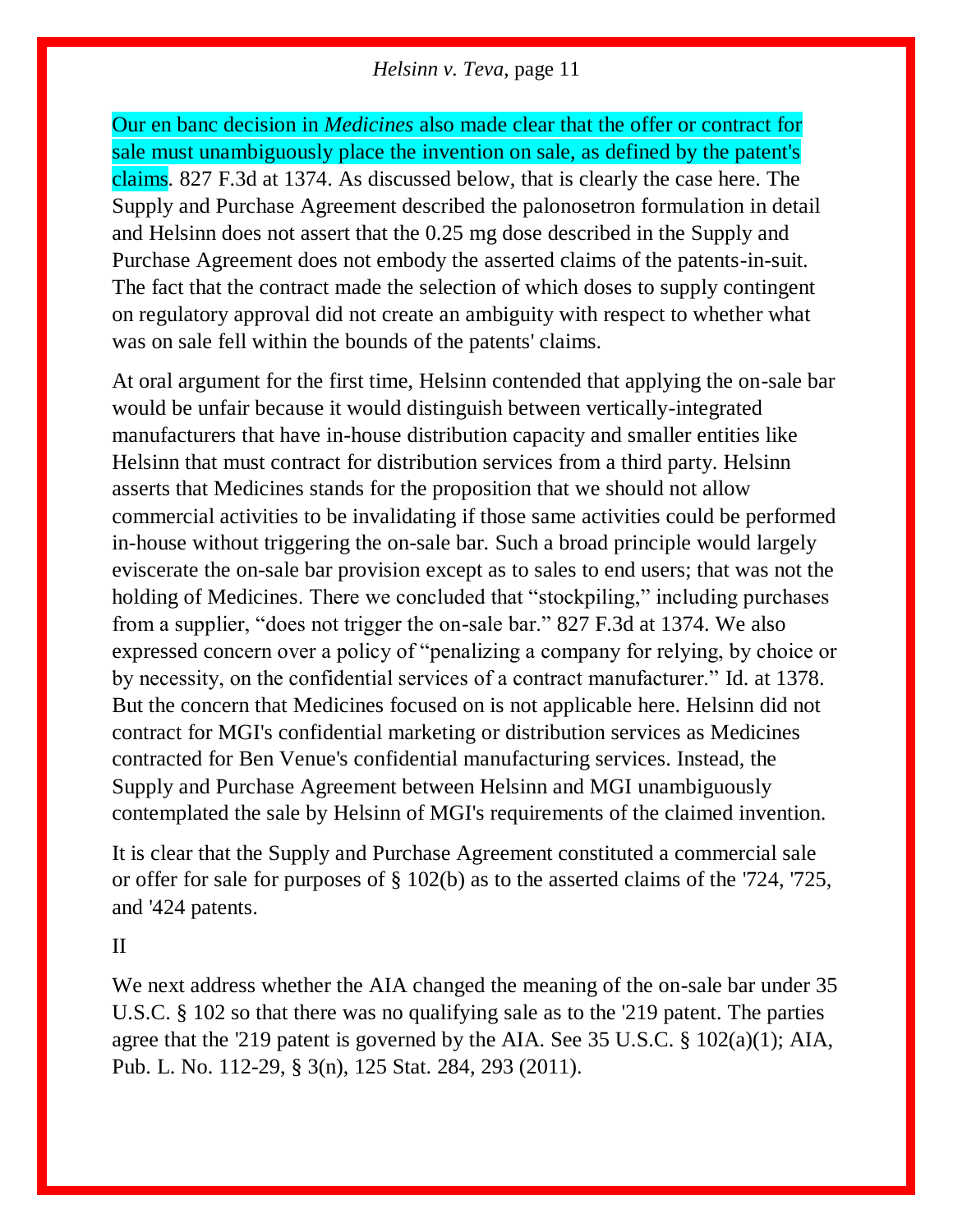Our en banc decision in *Medicines* also made clear that the offer or contract for sale must unambiguously place the invention on sale, as defined by the patent's claims. 827 F.3d at 1374. As discussed below, that is clearly the case here. The Supply and Purchase Agreement described the palonosetron formulation in detail and Helsinn does not assert that the 0.25 mg dose described in the Supply and Purchase Agreement does not embody the asserted claims of the patents-in-suit. The fact that the contract made the selection of which doses to supply contingent on regulatory approval did not create an ambiguity with respect to whether what was on sale fell within the bounds of the patents' claims.

At oral argument for the first time, Helsinn contended that applying the on-sale bar would be unfair because it would distinguish between vertically-integrated manufacturers that have in-house distribution capacity and smaller entities like Helsinn that must contract for distribution services from a third party. Helsinn asserts that Medicines stands for the proposition that we should not allow commercial activities to be invalidating if those same activities could be performed in-house without triggering the on-sale bar. Such a broad principle would largely eviscerate the on-sale bar provision except as to sales to end users; that was not the holding of Medicines. There we concluded that "stockpiling," including purchases from a supplier, "does not trigger the on-sale bar." 827 F.3d at 1374. We also expressed concern over a policy of "penalizing a company for relying, by choice or by necessity, on the confidential services of a contract manufacturer." Id. at 1378. But the concern that Medicines focused on is not applicable here. Helsinn did not contract for MGI's confidential marketing or distribution services as Medicines contracted for Ben Venue's confidential manufacturing services. Instead, the Supply and Purchase Agreement between Helsinn and MGI unambiguously contemplated the sale by Helsinn of MGI's requirements of the claimed invention.

It is clear that the Supply and Purchase Agreement constituted a commercial sale or offer for sale for purposes of § 102(b) as to the asserted claims of the '724, '725, and '424 patents.

## II

We next address whether the AIA changed the meaning of the on-sale bar under 35 U.S.C. § 102 so that there was no qualifying sale as to the '219 patent. The parties agree that the '219 patent is governed by the AIA. See 35 U.S.C. § 102(a)(1); AIA, Pub. L. No. 112-29, § 3(n), 125 Stat. 284, 293 (2011).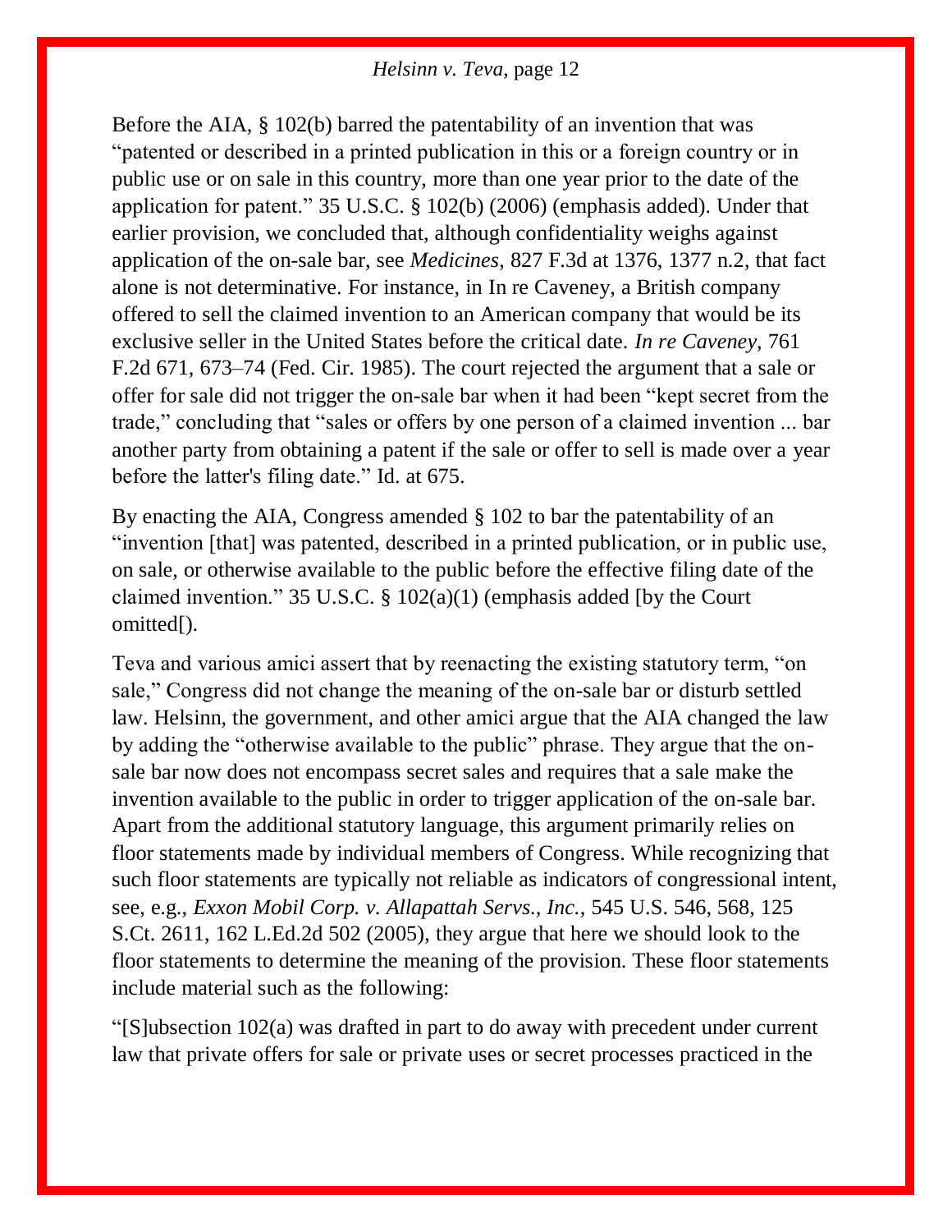Before the AIA, § 102(b) barred the patentability of an invention that was "patented or described in a printed publication in this or a foreign country or in public use or on sale in this country, more than one year prior to the date of the application for patent." 35 U.S.C. § 102(b) (2006) (emphasis added). Under that earlier provision, we concluded that, although confidentiality weighs against application of the on-sale bar, see *Medicines*, 827 F.3d at 1376, 1377 n.2, that fact alone is not determinative. For instance, in In re Caveney, a British company offered to sell the claimed invention to an American company that would be its exclusive seller in the United States before the critical date. *In re Caveney*, 761 F.2d 671, 673–74 (Fed. Cir. 1985). The court rejected the argument that a sale or offer for sale did not trigger the on-sale bar when it had been "kept secret from the trade," concluding that "sales or offers by one person of a claimed invention ... bar another party from obtaining a patent if the sale or offer to sell is made over a year before the latter's filing date." Id. at 675.

By enacting the AIA, Congress amended § 102 to bar the patentability of an "invention [that] was patented, described in a printed publication, or in public use, on sale, or otherwise available to the public before the effective filing date of the claimed invention." 35 U.S.C. § 102(a)(1) (emphasis added [by the Court omitted[).

Teva and various amici assert that by reenacting the existing statutory term, "on sale," Congress did not change the meaning of the on-sale bar or disturb settled law. Helsinn, the government, and other amici argue that the AIA changed the law by adding the "otherwise available to the public" phrase. They argue that the on-sale bar now does not encompass secret sales and requires that a sale make the invention available to the public in order to trigger application of the on-sale bar. Apart from the additional statutory language, this argument primarily relies on floor statements made by individual members of Congress. While recognizing that such floor statements are typically not reliable as indicators of congressional intent, see, e.g., *Exxon Mobil Corp. v. Allapattah Servs., Inc.*, 545 U.S. 546, 568, 125 S.Ct. 2611, 162 L.Ed.2d 502 (2005), they argue that here we should look to the floor statements to determine the meaning of the provision. These floor statements include material such as the following:

"[S]ubsection 102(a) was drafted in part to do away with precedent under current law that private offers for sale or private uses or secret processes practiced in the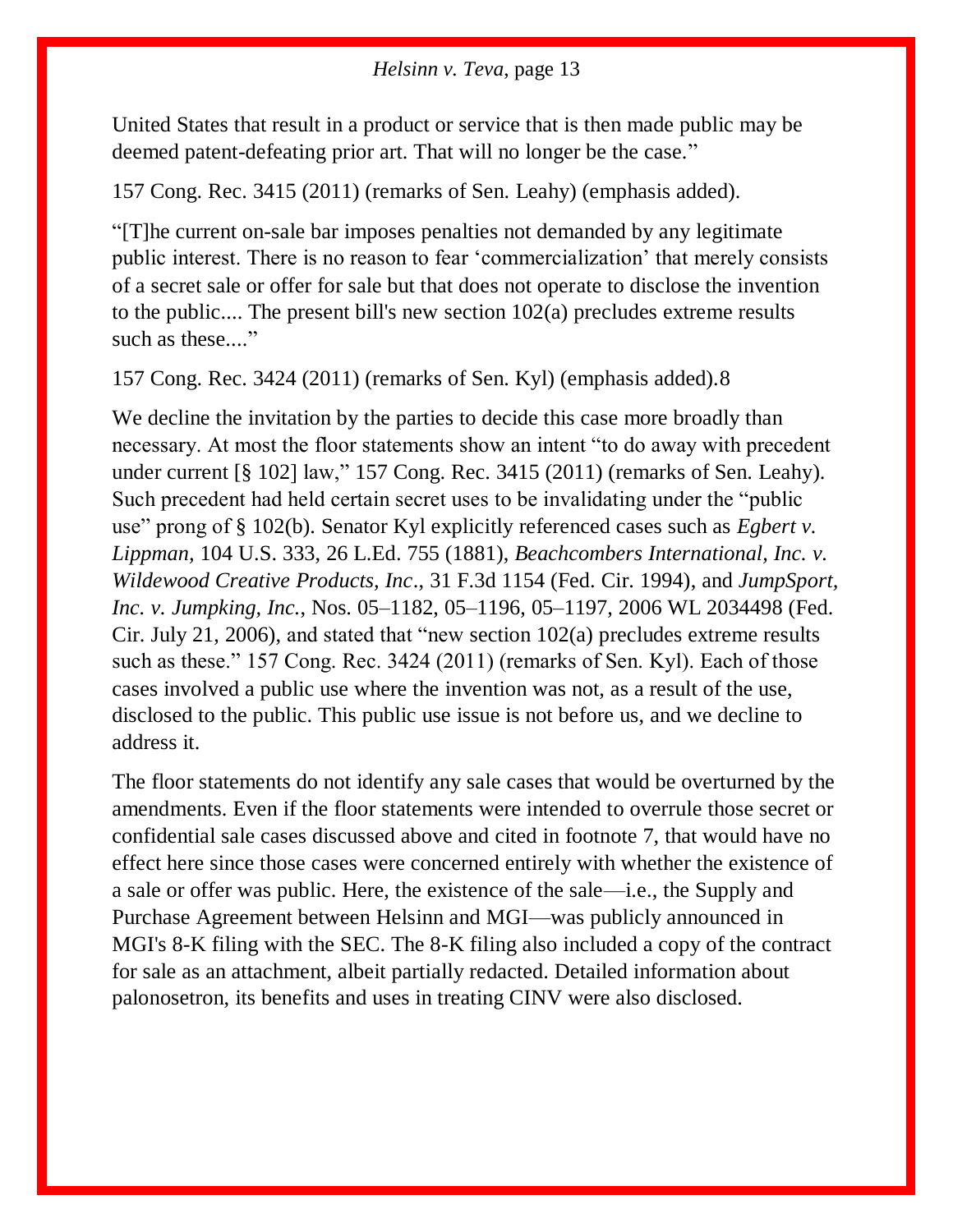United States that result in a product or service that is then made public may be deemed patent-defeating prior art. That will no longer be the case."

157 Cong. Rec. 3415 (2011) (remarks of Sen. Leahy) (emphasis added).

"[T]he current on-sale bar imposes penalties not demanded by any legitimate public interest. There is no reason to fear 'commercialization' that merely consists of a secret sale or offer for sale but that does not operate to disclose the invention to the public.... The present bill's new section 102(a) precludes extreme results such as these...."

157 Cong. Rec. 3424 (2011) (remarks of Sen. Kyl) (emphasis added).8

We decline the invitation by the parties to decide this case more broadly than necessary. At most the floor statements show an intent "to do away with precedent under current [§ 102] law," 157 Cong. Rec. 3415 (2011) (remarks of Sen. Leahy). Such precedent had held certain secret uses to be invalidating under the "public use" prong of § 102(b). Senator Kyl explicitly referenced cases such as *Egbert v. Lippman,* 104 U.S. 333, 26 L.Ed. 755 (1881), *Beachcombers International, Inc. v. Wildewood Creative Products, Inc*., 31 F.3d 1154 (Fed. Cir. 1994), and *JumpSport, Inc. v. Jumpking, Inc.*, Nos. 05–1182, 05–1196, 05–1197, 2006 WL 2034498 (Fed. Cir. July 21, 2006), and stated that "new section 102(a) precludes extreme results such as these." 157 Cong. Rec. 3424 (2011) (remarks of Sen. Kyl). Each of those cases involved a public use where the invention was not, as a result of the use, disclosed to the public. This public use issue is not before us, and we decline to address it.

The floor statements do not identify any sale cases that would be overturned by the amendments. Even if the floor statements were intended to overrule those secret or confidential sale cases discussed above and cited in footnote 7, that would have no effect here since those cases were concerned entirely with whether the existence of a sale or offer was public. Here, the existence of the sale—i.e., the Supply and Purchase Agreement between Helsinn and MGI—was publicly announced in MGI's 8-K filing with the SEC. The 8-K filing also included a copy of the contract for sale as an attachment, albeit partially redacted. Detailed information about palonosetron, its benefits and uses in treating CINV were also disclosed.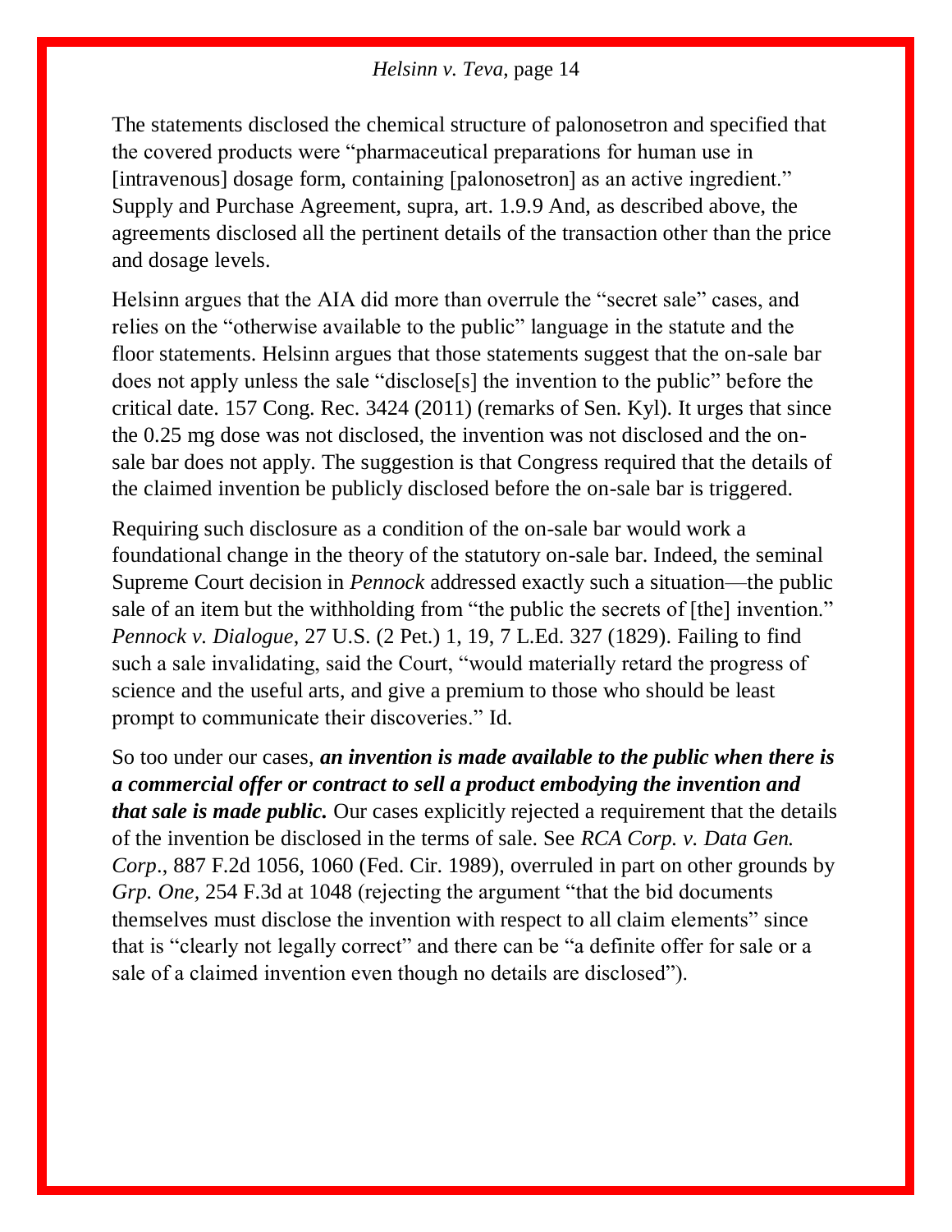The statements disclosed the chemical structure of palonosetron and specified that the covered products were "pharmaceutical preparations for human use in [intravenous] dosage form, containing [palonosetron] as an active ingredient." Supply and Purchase Agreement, supra, art. 1.9.9 And, as described above, the agreements disclosed all the pertinent details of the transaction other than the price and dosage levels.

Helsinn argues that the AIA did more than overrule the "secret sale" cases, and relies on the "otherwise available to the public" language in the statute and the floor statements. Helsinn argues that those statements suggest that the on-sale bar does not apply unless the sale "disclose[s] the invention to the public" before the critical date. 157 Cong. Rec. 3424 (2011) (remarks of Sen. Kyl). It urges that since the 0.25 mg dose was not disclosed, the invention was not disclosed and the on-sale bar does not apply. The suggestion is that Congress required that the details of the claimed invention be publicly disclosed before the on-sale bar is triggered.

Requiring such disclosure as a condition of the on-sale bar would work a foundational change in the theory of the statutory on-sale bar. Indeed, the seminal Supreme Court decision in *Pennock* addressed exactly such a situation—the public sale of an item but the withholding from "the public the secrets of [the] invention." *Pennock v. Dialogue*, 27 U.S. (2 Pet.) 1, 19, 7 L.Ed. 327 (1829). Failing to find such a sale invalidating, said the Court, "would materially retard the progress of science and the useful arts, and give a premium to those who should be least prompt to communicate their discoveries." Id.

So too under our cases, ***an invention is made available to the public when there is a commercial offer or contract to sell a product embodying the invention and that sale is made public.*** Our cases explicitly rejected a requirement that the details of the invention be disclosed in the terms of sale. See *RCA Corp. v. Data Gen. Corp*., 887 F.2d 1056, 1060 (Fed. Cir. 1989), overruled in part on other grounds by *Grp. One,* 254 F.3d at 1048 (rejecting the argument "that the bid documents themselves must disclose the invention with respect to all claim elements" since that is "clearly not legally correct" and there can be "a definite offer for sale or a sale of a claimed invention even though no details are disclosed").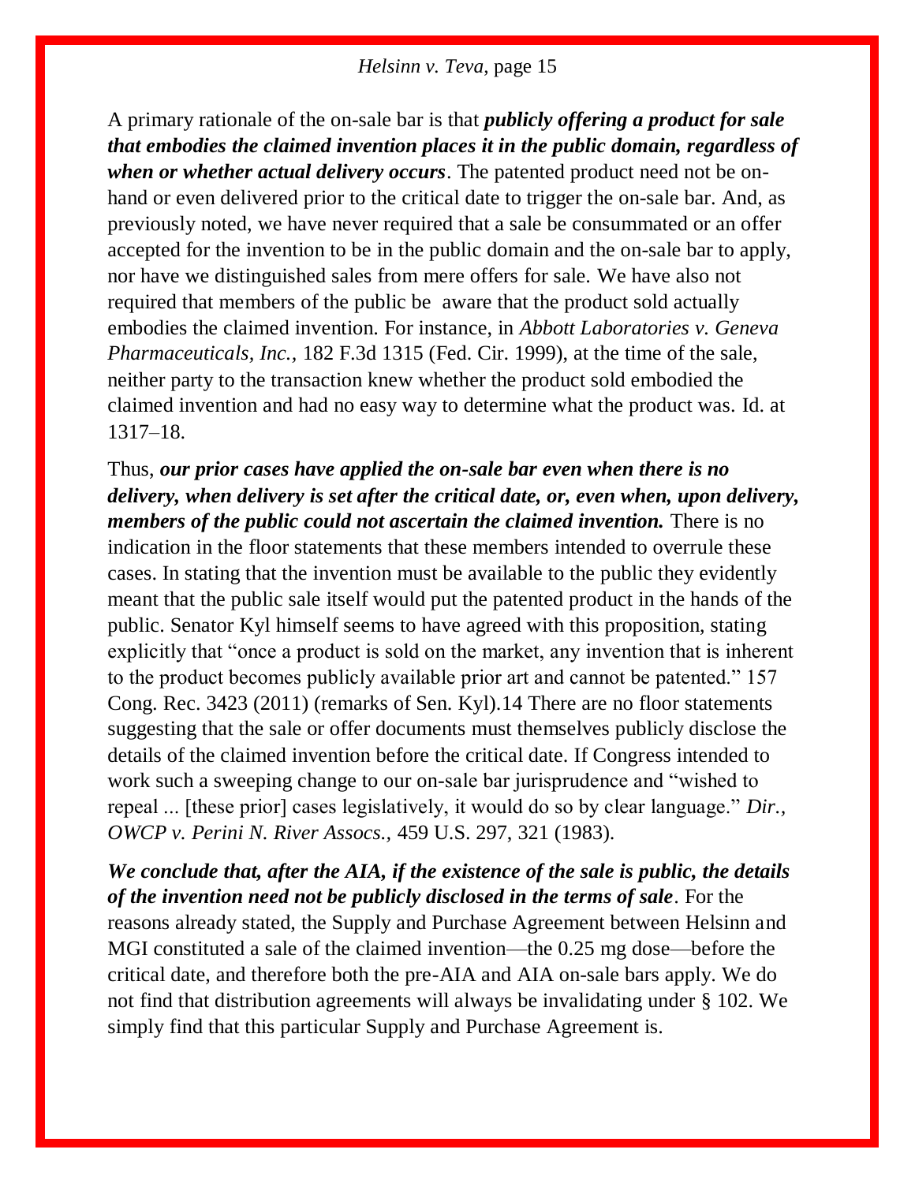A primary rationale of the on-sale bar is that ***publicly offering a product for sale that embodies the claimed invention places it in the public domain, regardless of when or whether actual delivery occurs***. The patented product need not be on-hand or even delivered prior to the critical date to trigger the on-sale bar. And, as previously noted, we have never required that a sale be consummated or an offer accepted for the invention to be in the public domain and the on-sale bar to apply, nor have we distinguished sales from mere offers for sale. We have also not required that members of the public be aware that the product sold actually embodies the claimed invention. For instance, in *Abbott Laboratories v. Geneva Pharmaceuticals, Inc.,* 182 F.3d 1315 (Fed. Cir. 1999), at the time of the sale, neither party to the transaction knew whether the product sold embodied the claimed invention and had no easy way to determine what the product was. Id. at 1317–18.

Thus, ***our prior cases have applied the on-sale bar even when there is no delivery, when delivery is set after the critical date, or, even when, upon delivery, members of the public could not ascertain the claimed invention.*** There is no indication in the floor statements that these members intended to overrule these cases. In stating that the invention must be available to the public they evidently meant that the public sale itself would put the patented product in the hands of the public. Senator Kyl himself seems to have agreed with this proposition, stating explicitly that "once a product is sold on the market, any invention that is inherent to the product becomes publicly available prior art and cannot be patented." 157 Cong. Rec. 3423 (2011) (remarks of Sen. Kyl).14 There are no floor statements suggesting that the sale or offer documents must themselves publicly disclose the details of the claimed invention before the critical date. If Congress intended to work such a sweeping change to our on-sale bar jurisprudence and "wished to repeal ... [these prior] cases legislatively, it would do so by clear language." *Dir., OWCP v. Perini N. River Assocs.,* 459 U.S. 297, 321 (1983).

***We conclude that, after the AIA, if the existence of the sale is public, the details of the invention need not be publicly disclosed in the terms of sale***. For the reasons already stated, the Supply and Purchase Agreement between Helsinn and MGI constituted a sale of the claimed invention—the 0.25 mg dose—before the critical date, and therefore both the pre-AIA and AIA on-sale bars apply. We do not find that distribution agreements will always be invalidating under § 102. We simply find that this particular Supply and Purchase Agreement is.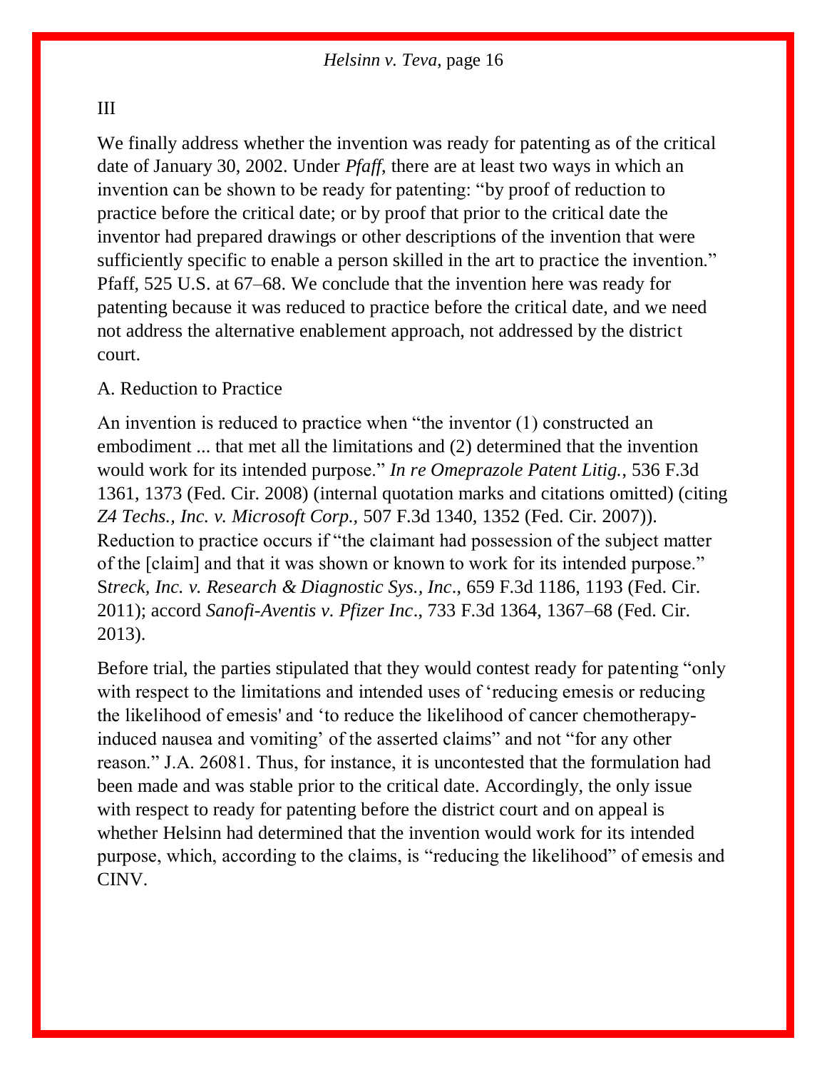III

We finally address whether the invention was ready for patenting as of the critical date of January 30, 2002. Under *Pfaff*, there are at least two ways in which an invention can be shown to be ready for patenting: "by proof of reduction to practice before the critical date; or by proof that prior to the critical date the inventor had prepared drawings or other descriptions of the invention that were sufficiently specific to enable a person skilled in the art to practice the invention." Pfaff, 525 U.S. at 67–68. We conclude that the invention here was ready for patenting because it was reduced to practice before the critical date, and we need not address the alternative enablement approach, not addressed by the district court.

A. Reduction to Practice

An invention is reduced to practice when "the inventor (1) constructed an embodiment ... that met all the limitations and (2) determined that the invention would work for its intended purpose." *In re Omeprazole Patent Litig.*, 536 F.3d 1361, 1373 (Fed. Cir. 2008) (internal quotation marks and citations omitted) (citing *Z4 Techs., Inc. v. Microsoft Corp.,* 507 F.3d 1340, 1352 (Fed. Cir. 2007)). Reduction to practice occurs if "the claimant had possession of the subject matter of the [claim] and that it was shown or known to work for its intended purpose." S*treck, Inc. v. Research & Diagnostic Sys., Inc*., 659 F.3d 1186, 1193 (Fed. Cir. 2011); accord *Sanofi-Aventis v. Pfizer Inc*., 733 F.3d 1364, 1367–68 (Fed. Cir. 2013).

Before trial, the parties stipulated that they would contest ready for patenting "only with respect to the limitations and intended uses of 'reducing emesis or reducing the likelihood of emesis' and 'to reduce the likelihood of cancer chemotherapy-induced nausea and vomiting' of the asserted claims" and not "for any other reason." J.A. 26081. Thus, for instance, it is uncontested that the formulation had been made and was stable prior to the critical date. Accordingly, the only issue with respect to ready for patenting before the district court and on appeal is whether Helsinn had determined that the invention would work for its intended purpose, which, according to the claims, is "reducing the likelihood" of emesis and CINV.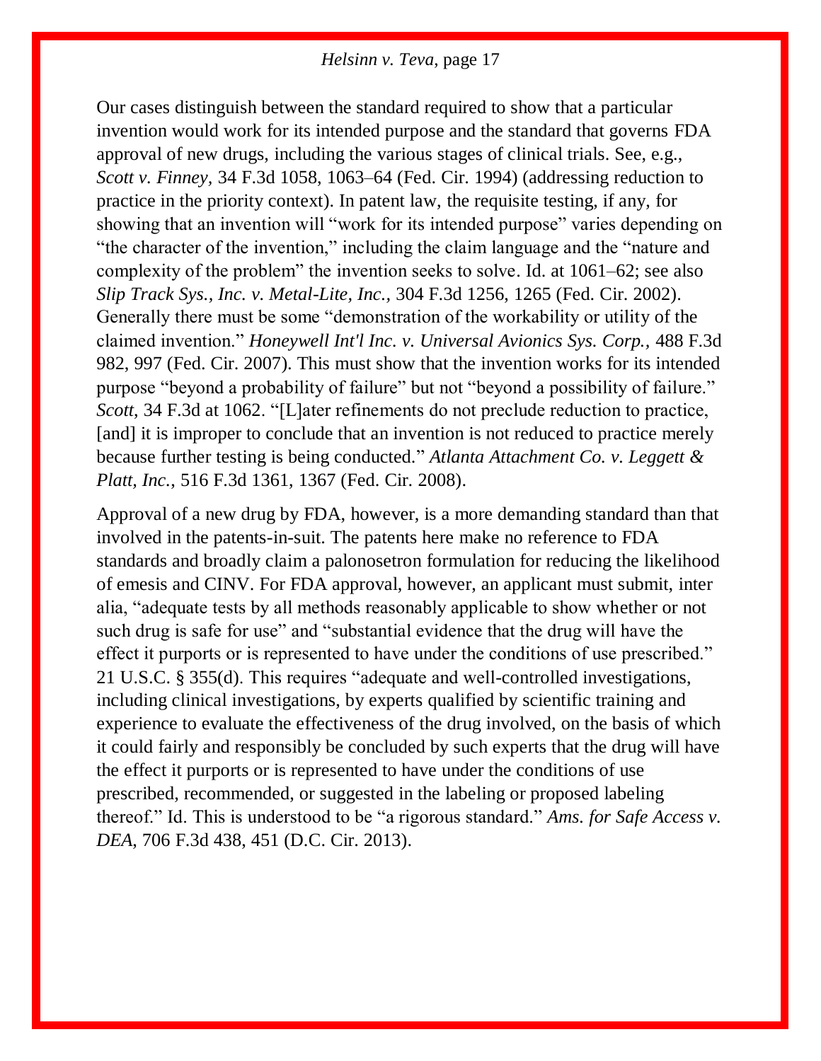Our cases distinguish between the standard required to show that a particular invention would work for its intended purpose and the standard that governs FDA approval of new drugs, including the various stages of clinical trials. See, e.g., *Scott v. Finney*, 34 F.3d 1058, 1063–64 (Fed. Cir. 1994) (addressing reduction to practice in the priority context). In patent law, the requisite testing, if any, for showing that an invention will "work for its intended purpose" varies depending on "the character of the invention," including the claim language and the "nature and complexity of the problem" the invention seeks to solve. Id. at 1061–62; see also *Slip Track Sys., Inc. v. Metal-Lite, Inc.*, 304 F.3d 1256, 1265 (Fed. Cir. 2002). Generally there must be some "demonstration of the workability or utility of the claimed invention." *Honeywell Int'l Inc. v. Universal Avionics Sys. Corp.*, 488 F.3d 982, 997 (Fed. Cir. 2007). This must show that the invention works for its intended purpose "beyond a probability of failure" but not "beyond a possibility of failure." *Scott*, 34 F.3d at 1062. "[L]ater refinements do not preclude reduction to practice, [and] it is improper to conclude that an invention is not reduced to practice merely because further testing is being conducted." *Atlanta Attachment Co. v. Leggett & Platt, Inc.*, 516 F.3d 1361, 1367 (Fed. Cir. 2008).

Approval of a new drug by FDA, however, is a more demanding standard than that involved in the patents-in-suit. The patents here make no reference to FDA standards and broadly claim a palonosetron formulation for reducing the likelihood of emesis and CINV. For FDA approval, however, an applicant must submit, inter alia, "adequate tests by all methods reasonably applicable to show whether or not such drug is safe for use" and "substantial evidence that the drug will have the effect it purports or is represented to have under the conditions of use prescribed." 21 U.S.C. § 355(d). This requires "adequate and well-controlled investigations, including clinical investigations, by experts qualified by scientific training and experience to evaluate the effectiveness of the drug involved, on the basis of which it could fairly and responsibly be concluded by such experts that the drug will have the effect it purports or is represented to have under the conditions of use prescribed, recommended, or suggested in the labeling or proposed labeling thereof." Id. This is understood to be "a rigorous standard." *Ams. for Safe Access v. DEA*, 706 F.3d 438, 451 (D.C. Cir. 2013).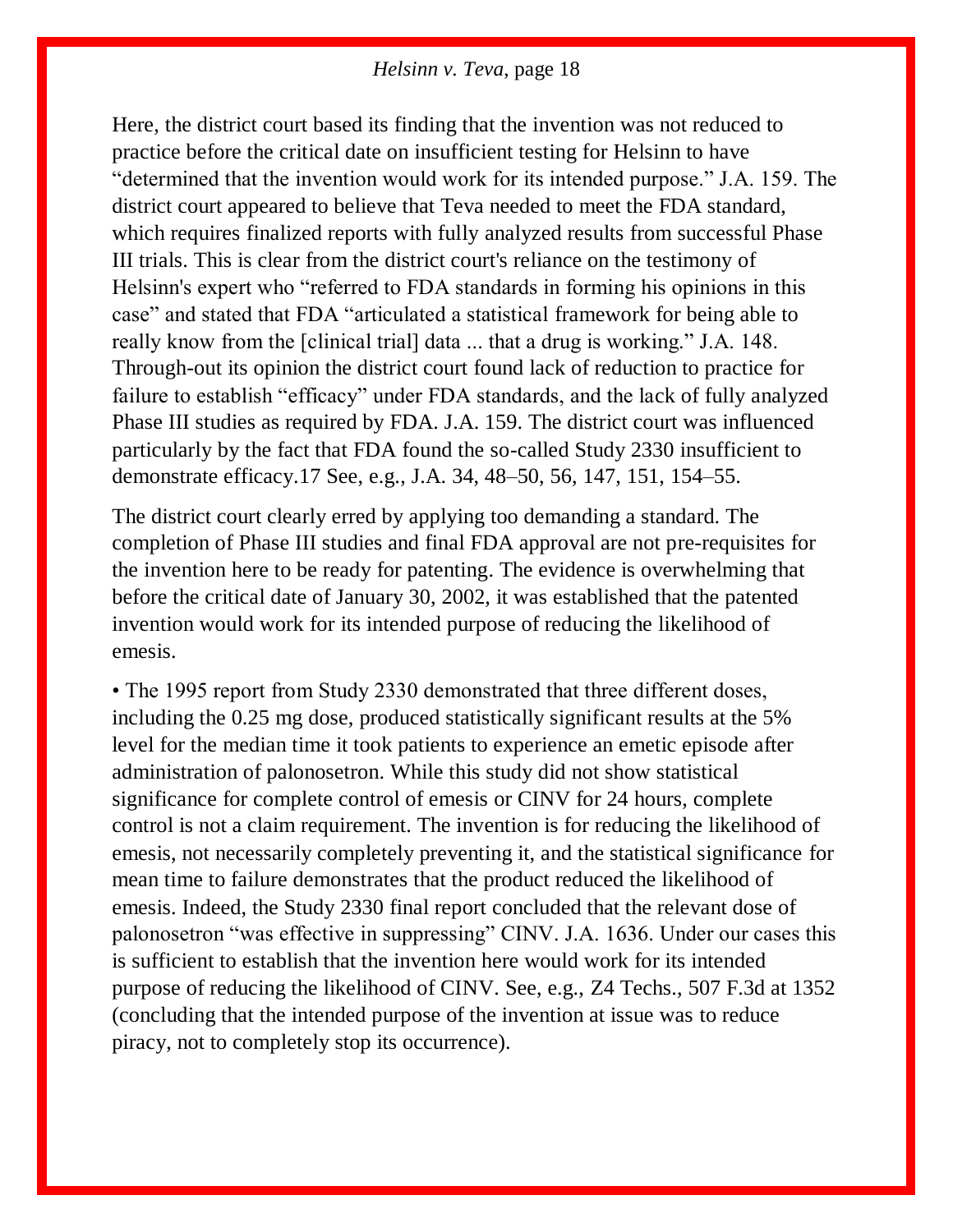Here, the district court based its finding that the invention was not reduced to practice before the critical date on insufficient testing for Helsinn to have "determined that the invention would work for its intended purpose." J.A. 159. The district court appeared to believe that Teva needed to meet the FDA standard, which requires finalized reports with fully analyzed results from successful Phase III trials. This is clear from the district court's reliance on the testimony of Helsinn's expert who "referred to FDA standards in forming his opinions in this case" and stated that FDA "articulated a statistical framework for being able to really know from the [clinical trial] data ... that a drug is working." J.A. 148. Through-out its opinion the district court found lack of reduction to practice for failure to establish "efficacy" under FDA standards, and the lack of fully analyzed Phase III studies as required by FDA. J.A. 159. The district court was influenced particularly by the fact that FDA found the so-called Study 2330 insufficient to demonstrate efficacy.17 See, e.g., J.A. 34, 48–50, 56, 147, 151, 154–55.

The district court clearly erred by applying too demanding a standard. The completion of Phase III studies and final FDA approval are not pre-requisites for the invention here to be ready for patenting. The evidence is overwhelming that before the critical date of January 30, 2002, it was established that the patented invention would work for its intended purpose of reducing the likelihood of emesis.

- The 1995 report from Study 2330 demonstrated that three different doses, including the 0.25 mg dose, produced statistically significant results at the 5% level for the median time it took patients to experience an emetic episode after administration of palonosetron. While this study did not show statistical significance for complete control of emesis or CINV for 24 hours, complete control is not a claim requirement. The invention is for reducing the likelihood of emesis, not necessarily completely preventing it, and the statistical significance for mean time to failure demonstrates that the product reduced the likelihood of emesis. Indeed, the Study 2330 final report concluded that the relevant dose of palonosetron "was effective in suppressing" CINV. J.A. 1636. Under our cases this is sufficient to establish that the invention here would work for its intended purpose of reducing the likelihood of CINV. See, e.g., Z4 Techs., 507 F.3d at 1352 (concluding that the intended purpose of the invention at issue was to reduce piracy, not to completely stop its occurrence).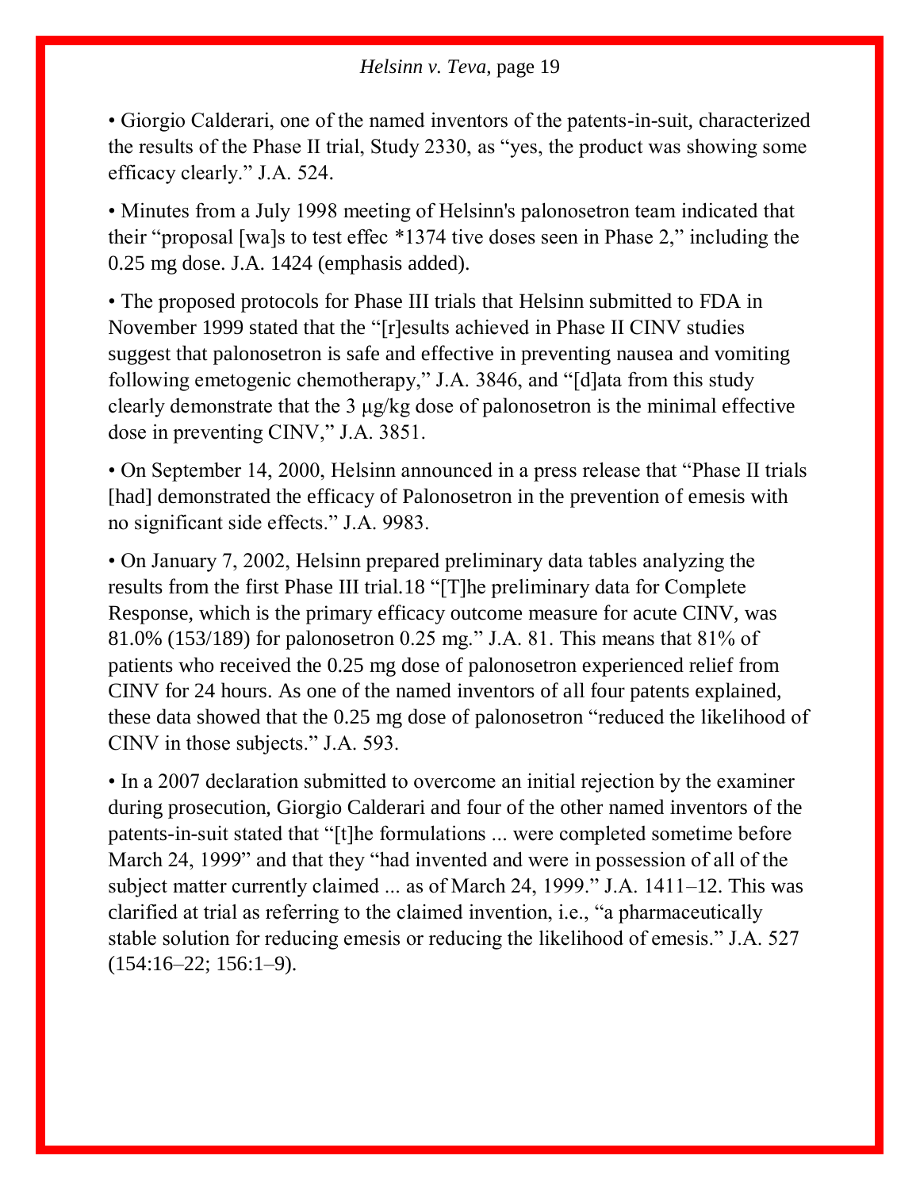• Giorgio Calderari, one of the named inventors of the patents-in-suit, characterized the results of the Phase II trial, Study 2330, as "yes, the product was showing some efficacy clearly." J.A. 524.

• Minutes from a July 1998 meeting of Helsinn's palonosetron team indicated that their "proposal [wa]s to test effec *1374 tive doses seen in Phase 2," including the 0.25 mg dose. J.A. 1424 (emphasis added).

• The proposed protocols for Phase III trials that Helsinn submitted to FDA in November 1999 stated that the "[r]esults achieved in Phase II CINV studies suggest that palonosetron is safe and effective in preventing nausea and vomiting following emetogenic chemotherapy," J.A. 3846, and "[d]ata from this study clearly demonstrate that the 3 μg/kg dose of palonosetron is the minimal effective dose in preventing CINV," J.A. 3851.

• On September 14, 2000, Helsinn announced in a press release that "Phase II trials [had] demonstrated the efficacy of Palonosetron in the prevention of emesis with no significant side effects." J.A. 9983.

• On January 7, 2002, Helsinn prepared preliminary data tables analyzing the results from the first Phase III trial.18 "[T]he preliminary data for Complete Response, which is the primary efficacy outcome measure for acute CINV, was 81.0% (153/189) for palonosetron 0.25 mg." J.A. 81. This means that 81% of patients who received the 0.25 mg dose of palonosetron experienced relief from CINV for 24 hours. As one of the named inventors of all four patents explained, these data showed that the 0.25 mg dose of palonosetron "reduced the likelihood of CINV in those subjects." J.A. 593.

• In a 2007 declaration submitted to overcome an initial rejection by the examiner during prosecution, Giorgio Calderari and four of the other named inventors of the patents-in-suit stated that "[t]he formulations ... were completed sometime before March 24, 1999" and that they "had invented and were in possession of all of the subject matter currently claimed ... as of March 24, 1999." J.A. 1411–12. This was clarified at trial as referring to the claimed invention, i.e., "a pharmaceutically stable solution for reducing emesis or reducing the likelihood of emesis." J.A. 527 (154:16–22; 156:1–9).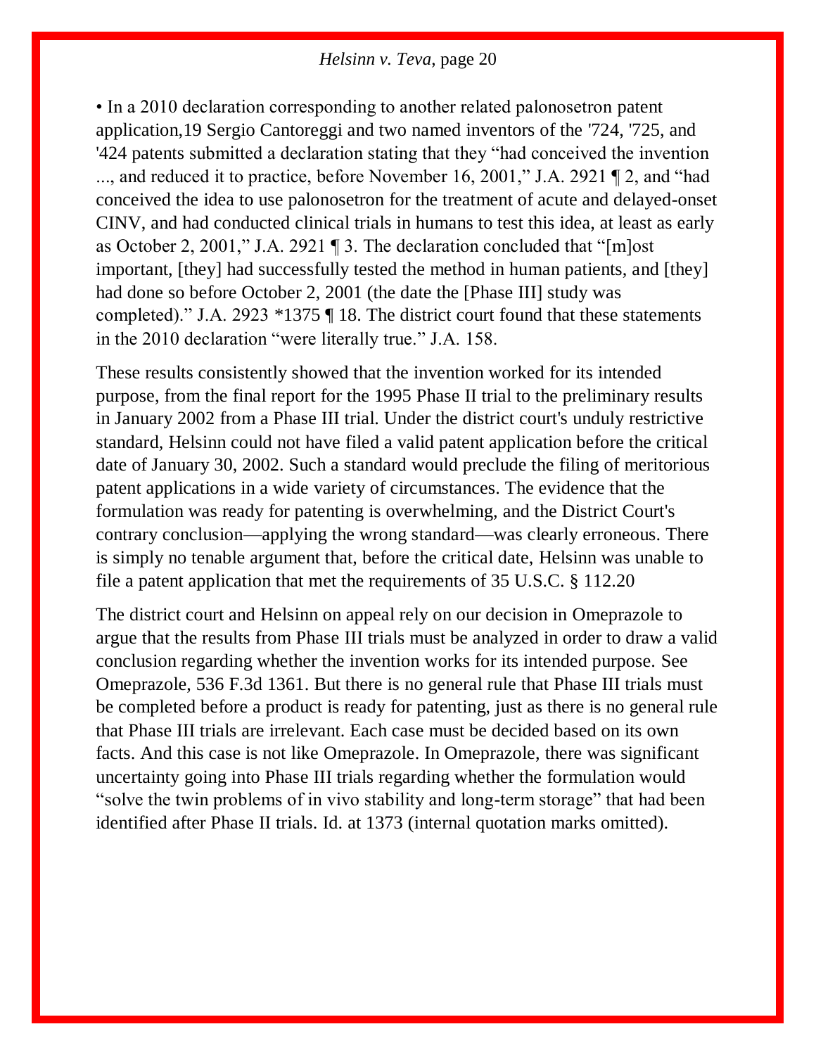• In a 2010 declaration corresponding to another related palonosetron patent application,19 Sergio Cantoreggi and two named inventors of the '724, '725, and '424 patents submitted a declaration stating that they "had conceived the invention ..., and reduced it to practice, before November 16, 2001," J.A. 2921 ¶ 2, and "had conceived the idea to use palonosetron for the treatment of acute and delayed-onset CINV, and had conducted clinical trials in humans to test this idea, at least as early as October 2, 2001," J.A. 2921 ¶ 3. The declaration concluded that "[m]ost important, [they] had successfully tested the method in human patients, and [they] had done so before October 2, 2001 (the date the [Phase III] study was completed)." J.A. 2923 *1375 ¶ 18. The district court found that these statements in the 2010 declaration "were literally true." J.A. 158.

These results consistently showed that the invention worked for its intended purpose, from the final report for the 1995 Phase II trial to the preliminary results in January 2002 from a Phase III trial. Under the district court's unduly restrictive standard, Helsinn could not have filed a valid patent application before the critical date of January 30, 2002. Such a standard would preclude the filing of meritorious patent applications in a wide variety of circumstances. The evidence that the formulation was ready for patenting is overwhelming, and the District Court's contrary conclusion—applying the wrong standard—was clearly erroneous. There is simply no tenable argument that, before the critical date, Helsinn was unable to file a patent application that met the requirements of 35 U.S.C. § 112.20

The district court and Helsinn on appeal rely on our decision in Omeprazole to argue that the results from Phase III trials must be analyzed in order to draw a valid conclusion regarding whether the invention works for its intended purpose. See Omeprazole, 536 F.3d 1361. But there is no general rule that Phase III trials must be completed before a product is ready for patenting, just as there is no general rule that Phase III trials are irrelevant. Each case must be decided based on its own facts. And this case is not like Omeprazole. In Omeprazole, there was significant uncertainty going into Phase III trials regarding whether the formulation would "solve the twin problems of in vivo stability and long-term storage" that had been identified after Phase II trials. Id. at 1373 (internal quotation marks omitted).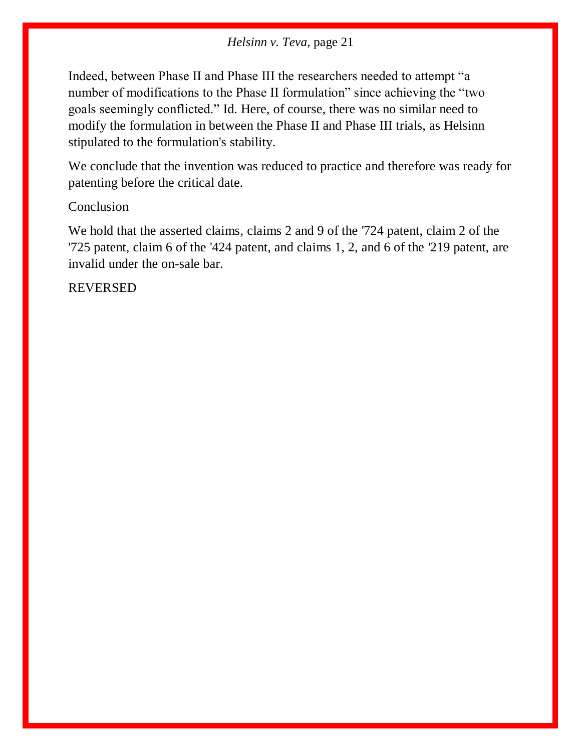Indeed, between Phase II and Phase III the researchers needed to attempt "a number of modifications to the Phase II formulation" since achieving the "two goals seemingly conflicted." Id. Here, of course, there was no similar need to modify the formulation in between the Phase II and Phase III trials, as Helsinn stipulated to the formulation's stability.

We conclude that the invention was reduced to practice and therefore was ready for patenting before the critical date.

## Conclusion

We hold that the asserted claims, claims 2 and 9 of the '724 patent, claim 2 of the '725 patent, claim 6 of the '424 patent, and claims 1, 2, and 6 of the '219 patent, are invalid under the on-sale bar.

REVERSED